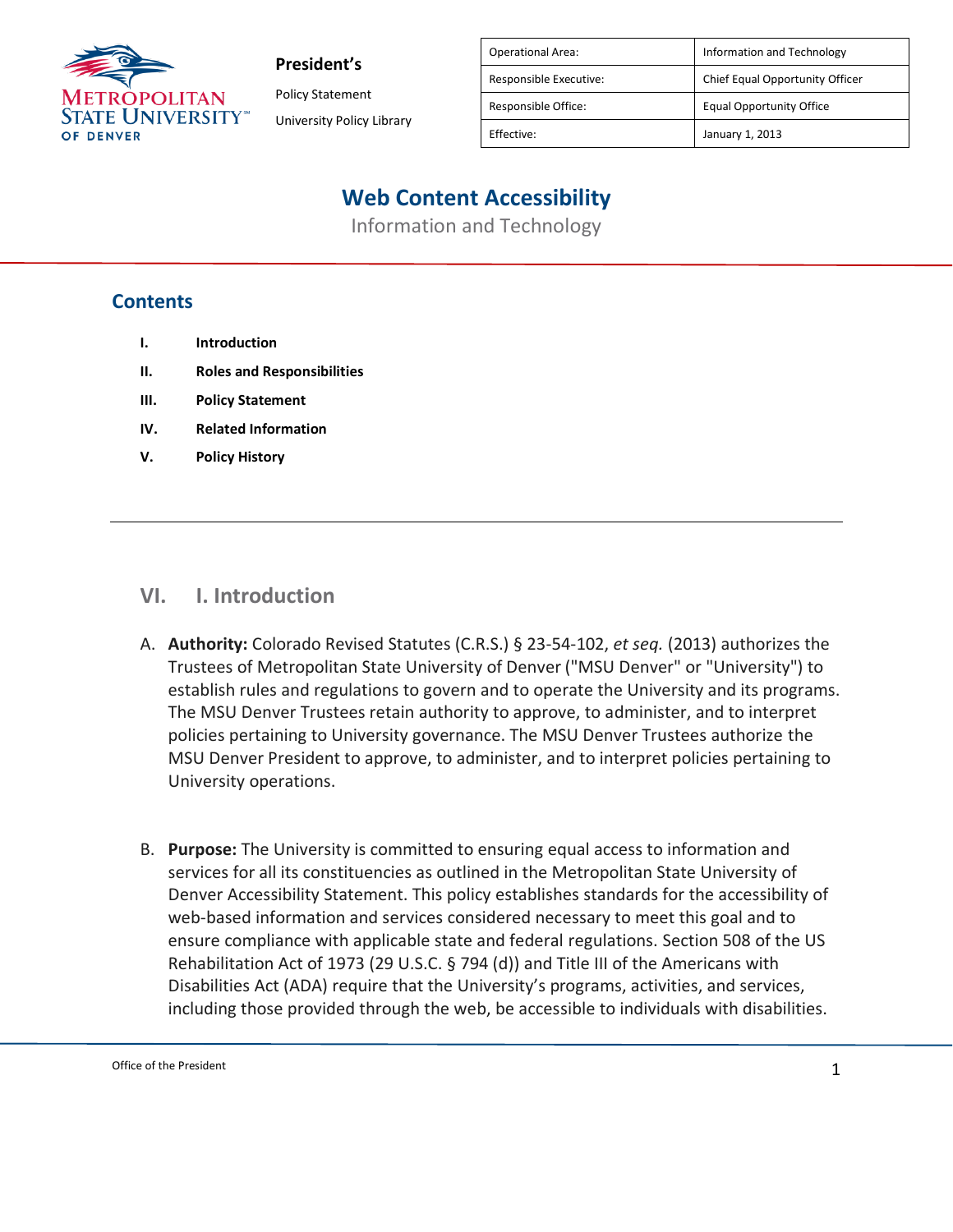**President's**

Policy Statement

University Policy Library

| Operational Area: | Information and Technology |
| --- | --- |
| Responsible Executive: | Chief Equal Opportunity Officer |
| Responsible Office: | Equal Opportunity Office |
| Effective: | January 1, 2013 |

# Web Content Accessibility

Information and Technology

## Contents

- I. Introduction
- II. Roles and Responsibilities
- III. Policy Statement
- IV. Related Information
- V. Policy History

---

## VI. I. Introduction

A. **Authority:** Colorado Revised Statutes (C.R.S.) § 23-54-102, *et seq.* (2013) authorizes the Trustees of Metropolitan State University of Denver ("MSU Denver" or "University") to establish rules and regulations to govern and to operate the University and its programs. The MSU Denver Trustees retain authority to approve, to administer, and to interpret policies pertaining to University governance. The MSU Denver Trustees authorize the MSU Denver President to approve, to administer, and to interpret policies pertaining to University operations.

B. **Purpose:** The University is committed to ensuring equal access to information and services for all its constituencies as outlined in the Metropolitan State University of Denver Accessibility Statement. This policy establishes standards for the accessibility of web-based information and services considered necessary to meet this goal and to ensure compliance with applicable state and federal regulations. Section 508 of the US Rehabilitation Act of 1973 (29 U.S.C. § 794 (d)) and Title III of the Americans with Disabilities Act (ADA) require that the University's programs, activities, and services, including those provided through the web, be accessible to individuals with disabilities.

Office of the President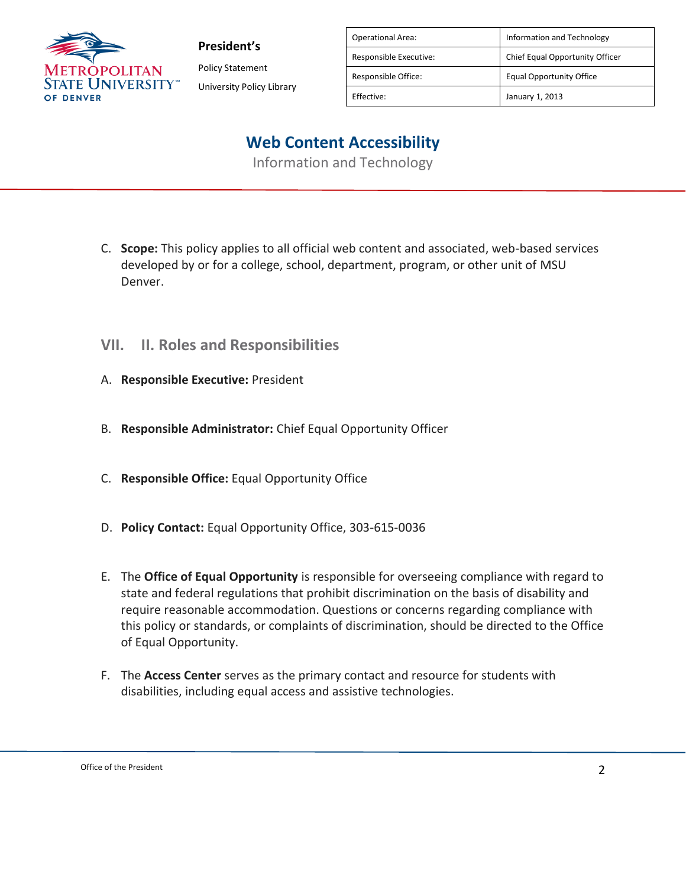C. **Scope:** This policy applies to all official web content and associated, web-based services developed by or for a college, school, department, program, or other unit of MSU Denver.

## VII. II. Roles and Responsibilities

A. **Responsible Executive:** President

B. **Responsible Administrator:** Chief Equal Opportunity Officer

C. **Responsible Office:** Equal Opportunity Office

D. **Policy Contact:** Equal Opportunity Office, 303-615-0036

E. The **Office of Equal Opportunity** is responsible for overseeing compliance with regard to state and federal regulations that prohibit discrimination on the basis of disability and require reasonable accommodation. Questions or concerns regarding compliance with this policy or standards, or complaints of discrimination, should be directed to the Office of Equal Opportunity.

F. The **Access Center** serves as the primary contact and resource for students with disabilities, including equal access and assistive technologies.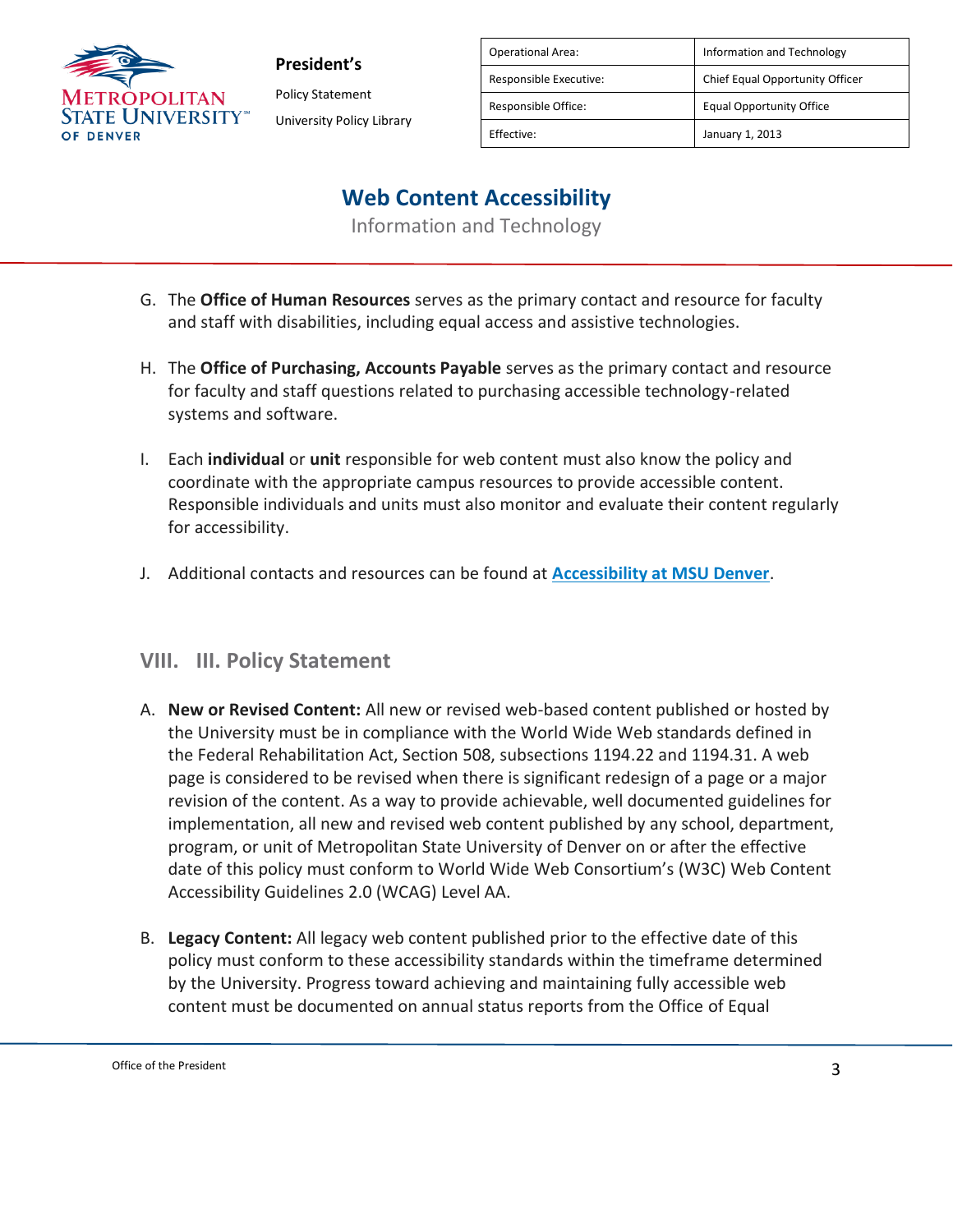G. The **Office of Human Resources** serves as the primary contact and resource for faculty and staff with disabilities, including equal access and assistive technologies.

H. The **Office of Purchasing, Accounts Payable** serves as the primary contact and resource for faculty and staff questions related to purchasing accessible technology-related systems and software.

I. Each **individual** or **unit** responsible for web content must also know the policy and coordinate with the appropriate campus resources to provide accessible content. Responsible individuals and units must also monitor and evaluate their content regularly for accessibility.

J. Additional contacts and resources can be found at **Accessibility at MSU Denver**.

## VIII. III. Policy Statement

A. **New or Revised Content:** All new or revised web-based content published or hosted by the University must be in compliance with the World Wide Web standards defined in the Federal Rehabilitation Act, Section 508, subsections 1194.22 and 1194.31. A web page is considered to be revised when there is significant redesign of a page or a major revision of the content. As a way to provide achievable, well documented guidelines for implementation, all new and revised web content published by any school, department, program, or unit of Metropolitan State University of Denver on or after the effective date of this policy must conform to World Wide Web Consortium's (W3C) Web Content Accessibility Guidelines 2.0 (WCAG) Level AA.

B. **Legacy Content:** All legacy web content published prior to the effective date of this policy must conform to these accessibility standards within the timeframe determined by the University. Progress toward achieving and maintaining fully accessible web content must be documented on annual status reports from the Office of Equal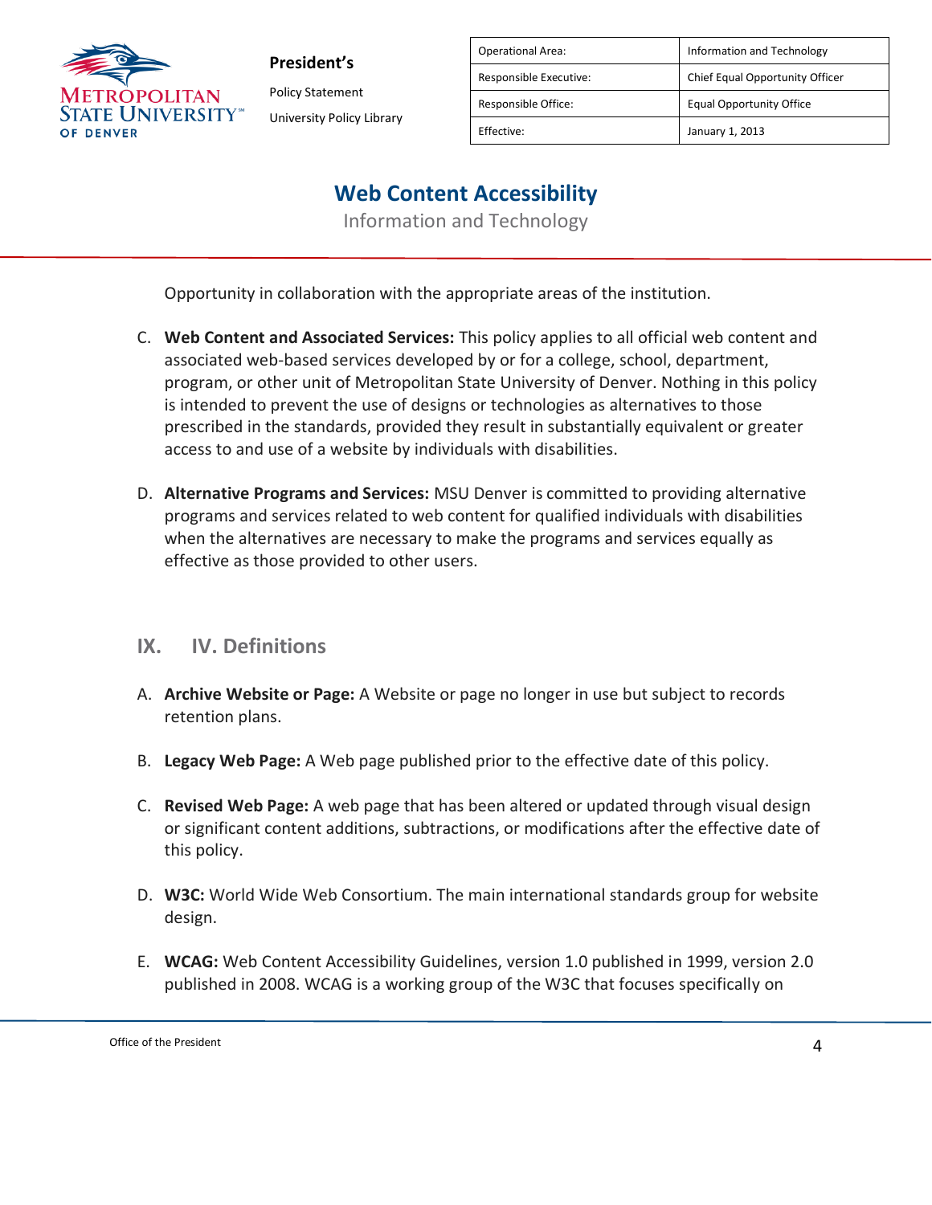Opportunity in collaboration with the appropriate areas of the institution.

C. **Web Content and Associated Services:** This policy applies to all official web content and associated web-based services developed by or for a college, school, department, program, or other unit of Metropolitan State University of Denver. Nothing in this policy is intended to prevent the use of designs or technologies as alternatives to those prescribed in the standards, provided they result in substantially equivalent or greater access to and use of a website by individuals with disabilities.

D. **Alternative Programs and Services:** MSU Denver is committed to providing alternative programs and services related to web content for qualified individuals with disabilities when the alternatives are necessary to make the programs and services equally as effective as those provided to other users.

## IX. IV. Definitions

A. **Archive Website or Page:** A Website or page no longer in use but subject to records retention plans.

B. **Legacy Web Page:** A Web page published prior to the effective date of this policy.

C. **Revised Web Page:** A web page that has been altered or updated through visual design or significant content additions, subtractions, or modifications after the effective date of this policy.

D. **W3C:** World Wide Web Consortium. The main international standards group for website design.

E. **WCAG:** Web Content Accessibility Guidelines, version 1.0 published in 1999, version 2.0 published in 2008. WCAG is a working group of the W3C that focuses specifically on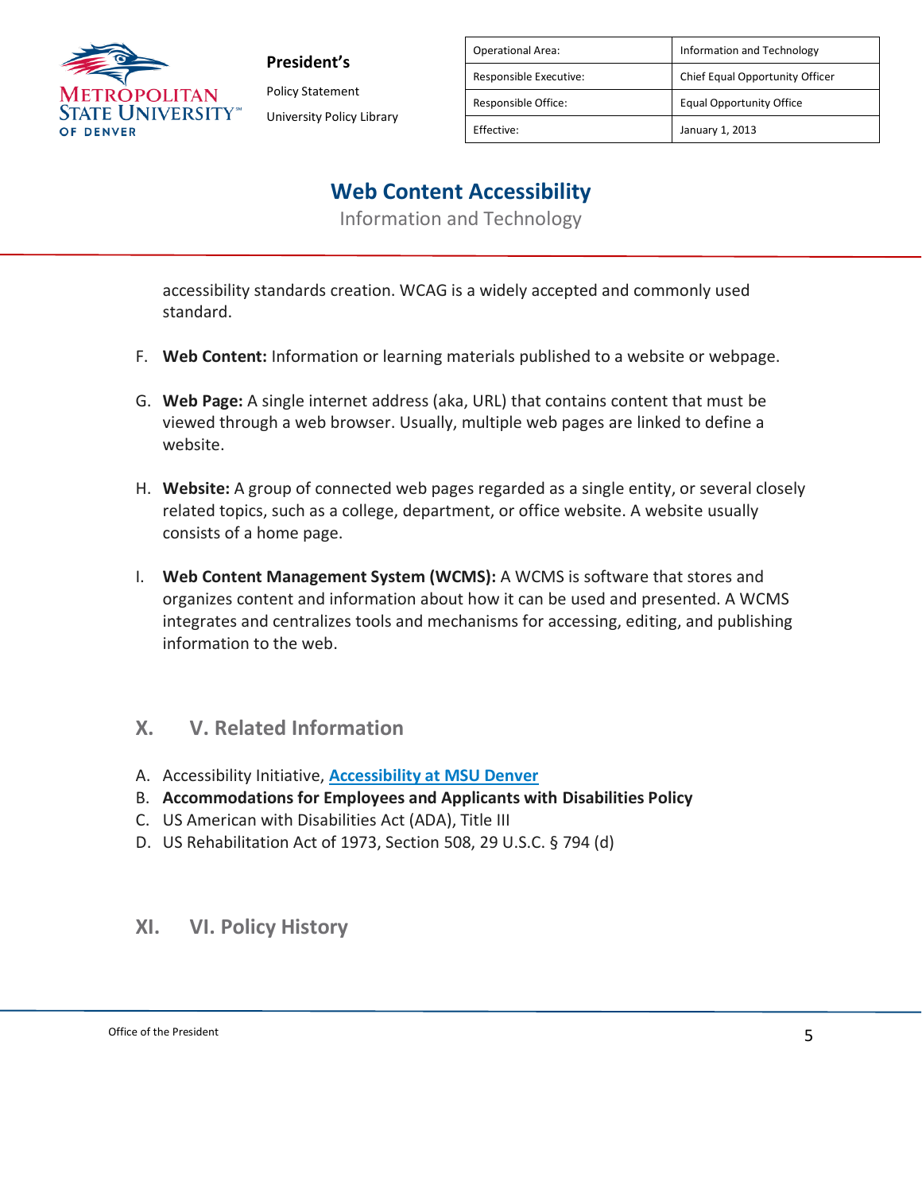accessibility standards creation. WCAG is a widely accepted and commonly used standard.

F. **Web Content:** Information or learning materials published to a website or webpage.

G. **Web Page:** A single internet address (aka, URL) that contains content that must be viewed through a web browser. Usually, multiple web pages are linked to define a website.

H. **Website:** A group of connected web pages regarded as a single entity, or several closely related topics, such as a college, department, or office website. A website usually consists of a home page.

I. **Web Content Management System (WCMS):** A WCMS is software that stores and organizes content and information about how it can be used and presented. A WCMS integrates and centralizes tools and mechanisms for accessing, editing, and publishing information to the web.

## X. V. Related Information

A. Accessibility Initiative, **Accessibility at MSU Denver**
B. **Accommodations for Employees and Applicants with Disabilities Policy**
C. US American with Disabilities Act (ADA), Title III
D. US Rehabilitation Act of 1973, Section 508, 29 U.S.C. § 794 (d)

## XI. VI. Policy History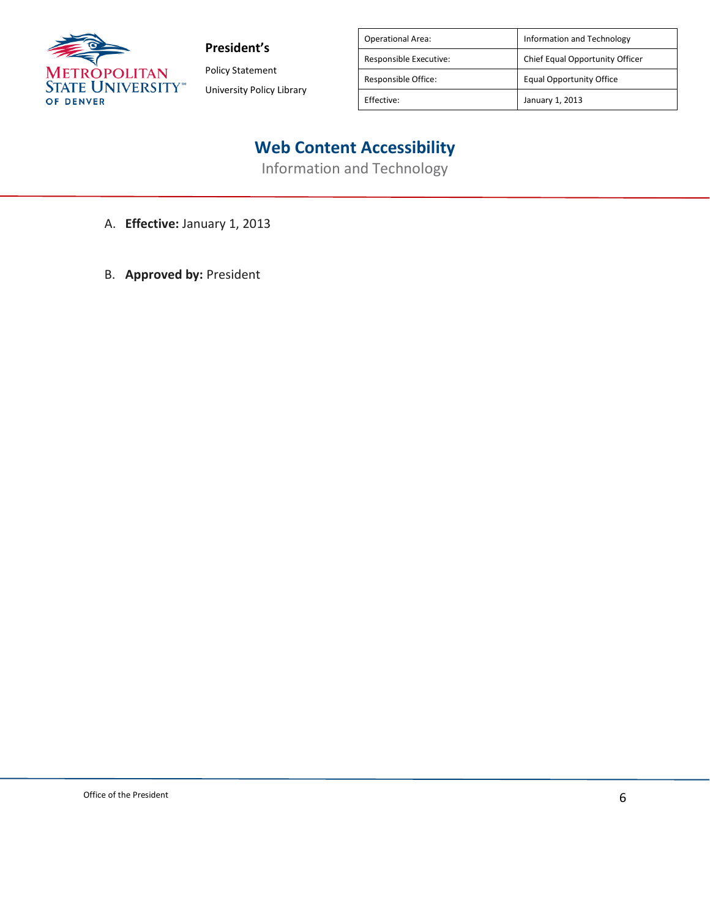**President's**

Policy Statement

University Policy Library

| | |
|---|---|
| Operational Area: | Information and Technology |
| Responsible Executive: | Chief Equal Opportunity Officer |
| Responsible Office: | Equal Opportunity Office |
| Effective: | January 1, 2013 |

# Web Content Accessibility

Information and Technology

A. **Effective:** January 1, 2013

B. **Approved by:** President